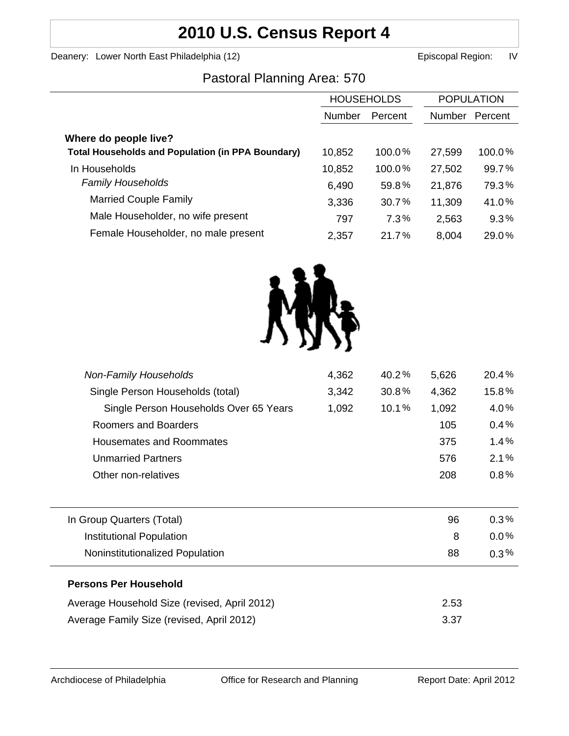# 2010 U.S. Census Report 4

Deanery: Lower North East Philadelphia (12) Episcopal Region: IV

## Pastoral Planning Area: 570

| | HOUSEHOLDS | | POPULATION | |
|---|---|---|---|---|
| | Number | Percent | Number | Percent |
| **Where do people live?** | | | | |
| **Total Households and Population (in PPA Boundary)** | 10,852 | 100.0% | 27,599 | 100.0% |
| In Households | 10,852 | 100.0% | 27,502 | 99.7% |
| *Family Households* | 6,490 | 59.8% | 21,876 | 79.3% |
| Married Couple Family | 3,336 | 30.7% | 11,309 | 41.0% |
| Male Householder, no wife present | 797 | 7.3% | 2,563 | 9.3% |
| Female Householder, no male present | 2,357 | 21.7% | 8,004 | 29.0% |
| *Non-Family Households* | 4,362 | 40.2% | 5,626 | 20.4% |
| Single Person Households (total) | 3,342 | 30.8% | 4,362 | 15.8% |
| Single Person Households Over 65 Years | 1,092 | 10.1% | 1,092 | 4.0% |
| Roomers and Boarders | | | 105 | 0.4% |
| Housemates and Roommates | | | 375 | 1.4% |
| Unmarried Partners | | | 576 | 2.1% |
| Other non-relatives | | | 208 | 0.8% |
| In Group Quarters (Total) | | | 96 | 0.3% |
| Institutional Population | | | 8 | 0.0% |
| Noninstitutionalized Population | | | 88 | 0.3% |

**Persons Per Household**

| | |
|---|---|
| Average Household Size (revised, April 2012) | 2.53 |
| Average Family Size (revised, April 2012) | 3.37 |

Archdiocese of Philadelphia Office for Research and Planning Report Date: April 2012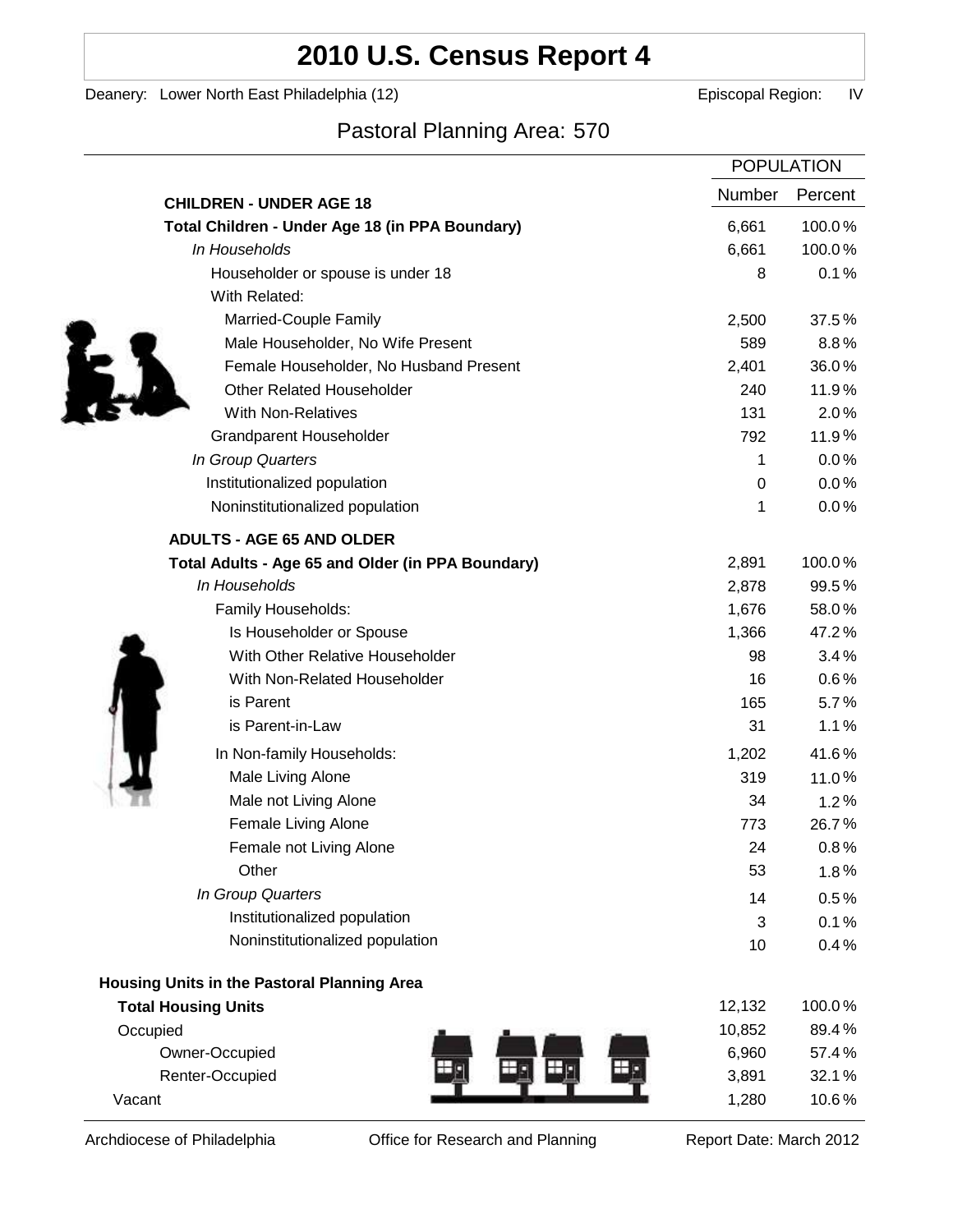# 2010 U.S. Census Report 4

Deanery: Lower North East Philadelphia (12) Episcopal Region: IV

## Pastoral Planning Area: 570

| | POPULATION | |
|---|---|---|
| **CHILDREN - UNDER AGE 18** | Number | Percent |
| **Total Children - Under Age 18 (in PPA Boundary)** | 6,661 | 100.0% |
| *In Households* | 6,661 | 100.0% |
| Householder or spouse is under 18 | 8 | 0.1% |
| With Related: | | |
| Married-Couple Family | 2,500 | 37.5% |
| Male Householder, No Wife Present | 589 | 8.8% |
| Female Householder, No Husband Present | 2,401 | 36.0% |
| Other Related Householder | 240 | 11.9% |
| With Non-Relatives | 131 | 2.0% |
| Grandparent Householder | 792 | 11.9% |
| *In Group Quarters* | 1 | 0.0% |
| Institutionalized population | 0 | 0.0% |
| Noninstitutionalized population | 1 | 0.0% |
| **ADULTS - AGE 65 AND OLDER** | | |
| **Total Adults - Age 65 and Older (in PPA Boundary)** | 2,891 | 100.0% |
| *In Households* | 2,878 | 99.5% |
| Family Households: | 1,676 | 58.0% |
| Is Householder or Spouse | 1,366 | 47.2% |
| With Other Relative Householder | 98 | 3.4% |
| With Non-Related Householder | 16 | 0.6% |
| is Parent | 165 | 5.7% |
| is Parent-in-Law | 31 | 1.1% |
| In Non-family Households: | 1,202 | 41.6% |
| Male Living Alone | 319 | 11.0% |
| Male not Living Alone | 34 | 1.2% |
| Female Living Alone | 773 | 26.7% |
| Female not Living Alone | 24 | 0.8% |
| Other | 53 | 1.8% |
| *In Group Quarters* | 14 | 0.5% |
| Institutionalized population | 3 | 0.1% |
| Noninstitutionalized population | 10 | 0.4% |

| **Housing Units in the Pastoral Planning Area** | | |
|---|---|---|
| **Total Housing Units** | 12,132 | 100.0% |
| Occupied | 10,852 | 89.4% |
| Owner-Occupied | 6,960 | 57.4% |
| Renter-Occupied | 3,891 | 32.1% |
| Vacant | 1,280 | 10.6% |

Archdiocese of Philadelphia Office for Research and Planning Report Date: March 2012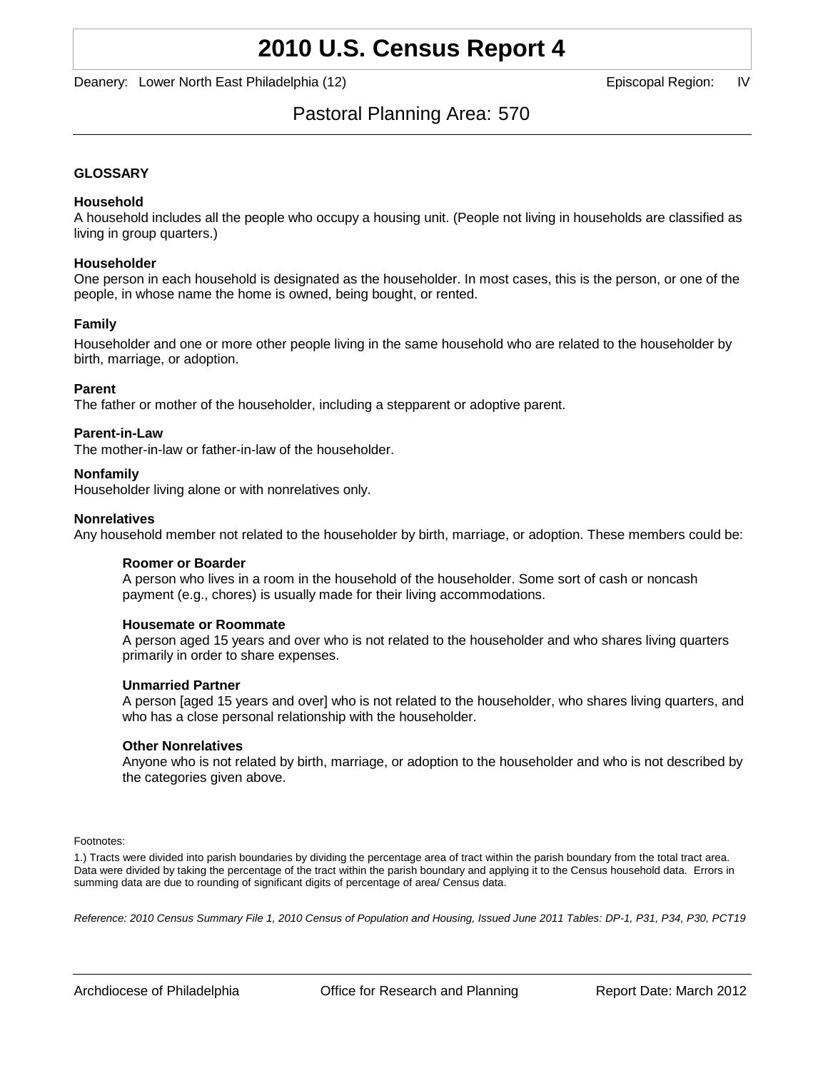# 2010 U.S. Census Report 4

Deanery: Lower North East Philadelphia (12) Episcopal Region: IV

## Pastoral Planning Area: 570

**GLOSSARY**

**Household**
A household includes all the people who occupy a housing unit. (People not living in households are classified as living in group quarters.)

**Householder**
One person in each household is designated as the householder. In most cases, this is the person, or one of the people, in whose name the home is owned, being bought, or rented.

**Family**
Householder and one or more other people living in the same household who are related to the householder by birth, marriage, or adoption.

**Parent**
The father or mother of the householder, including a stepparent or adoptive parent.

**Parent-in-Law**
The mother-in-law or father-in-law of the householder.

**Nonfamily**
Householder living alone or with nonrelatives only.

**Nonrelatives**
Any household member not related to the householder by birth, marriage, or adoption. These members could be:

> **Roomer or Boarder**
> A person who lives in a room in the household of the householder. Some sort of cash or noncash payment (e.g., chores) is usually made for their living accommodations.
>
> **Housemate or Roommate**
> A person aged 15 years and over who is not related to the householder and who shares living quarters primarily in order to share expenses.
>
> **Unmarried Partner**
> A person [aged 15 years and over] who is not related to the householder, who shares living quarters, and who has a close personal relationship with the householder.
>
> **Other Nonrelatives**
> Anyone who is not related by birth, marriage, or adoption to the householder and who is not described by the categories given above.

Footnotes:

1.) Tracts were divided into parish boundaries by dividing the percentage area of tract within the parish boundary from the total tract area. Data were divided by taking the percentage of the tract within the parish boundary and applying it to the Census household data. Errors in summing data are due to rounding of significant digits of percentage of area/ Census data.

*Reference: 2010 Census Summary File 1, 2010 Census of Population and Housing, Issued June 2011 Tables: DP-1, P31, P34, P30, PCT19*

Archdiocese of Philadelphia Office for Research and Planning Report Date: March 2012